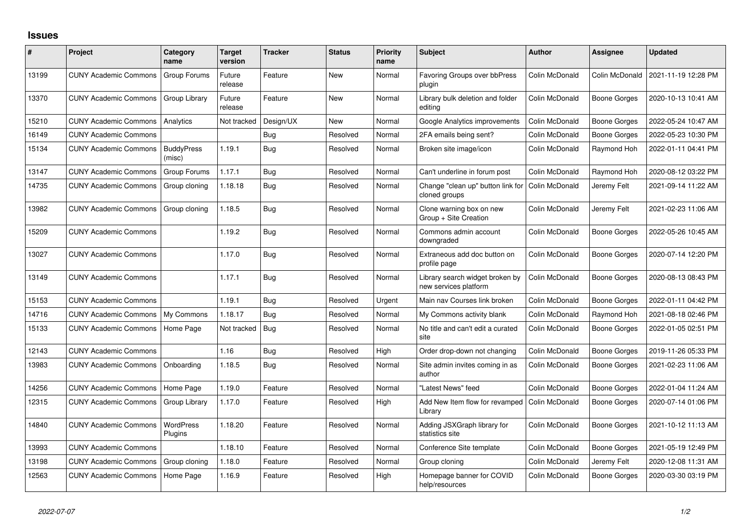# Issues

| # | Project | Category name | Target version | Tracker | Status | Priority name | Subject | Author | Assignee | Updated |
|---|---|---|---|---|---|---|---|---|---|---|
| 13199 | CUNY Academic Commons | Group Forums | Future release | Feature | New | Normal | Favoring Groups over bbPress plugin | Colin McDonald | Colin McDonald | 2021-11-19 12:28 PM |
| 13370 | CUNY Academic Commons | Group Library | Future release | Feature | New | Normal | Library bulk deletion and folder editing | Colin McDonald | Boone Gorges | 2020-10-13 10:41 AM |
| 15210 | CUNY Academic Commons | Analytics | Not tracked | Design/UX | New | Normal | Google Analytics improvements | Colin McDonald | Boone Gorges | 2022-05-24 10:47 AM |
| 16149 | CUNY Academic Commons | | | Bug | Resolved | Normal | 2FA emails being sent? | Colin McDonald | Boone Gorges | 2022-05-23 10:30 PM |
| 15134 | CUNY Academic Commons | BuddyPress (misc) | 1.19.1 | Bug | Resolved | Normal | Broken site image/icon | Colin McDonald | Raymond Hoh | 2022-01-11 04:41 PM |
| 13147 | CUNY Academic Commons | Group Forums | 1.17.1 | Bug | Resolved | Normal | Can't underline in forum post | Colin McDonald | Raymond Hoh | 2020-08-12 03:22 PM |
| 14735 | CUNY Academic Commons | Group cloning | 1.18.18 | Bug | Resolved | Normal | Change "clean up" button link for cloned groups | Colin McDonald | Jeremy Felt | 2021-09-14 11:22 AM |
| 13982 | CUNY Academic Commons | Group cloning | 1.18.5 | Bug | Resolved | Normal | Clone warning box on new Group + Site Creation | Colin McDonald | Jeremy Felt | 2021-02-23 11:06 AM |
| 15209 | CUNY Academic Commons | | 1.19.2 | Bug | Resolved | Normal | Commons admin account downgraded | Colin McDonald | Boone Gorges | 2022-05-26 10:45 AM |
| 13027 | CUNY Academic Commons | | 1.17.0 | Bug | Resolved | Normal | Extraneous add doc button on profile page | Colin McDonald | Boone Gorges | 2020-07-14 12:20 PM |
| 13149 | CUNY Academic Commons | | 1.17.1 | Bug | Resolved | Normal | Library search widget broken by new services platform | Colin McDonald | Boone Gorges | 2020-08-13 08:43 PM |
| 15153 | CUNY Academic Commons | | 1.19.1 | Bug | Resolved | Urgent | Main nav Courses link broken | Colin McDonald | Boone Gorges | 2022-01-11 04:42 PM |
| 14716 | CUNY Academic Commons | My Commons | 1.18.17 | Bug | Resolved | Normal | My Commons activity blank | Colin McDonald | Raymond Hoh | 2021-08-18 02:46 PM |
| 15133 | CUNY Academic Commons | Home Page | Not tracked | Bug | Resolved | Normal | No title and can't edit a curated site | Colin McDonald | Boone Gorges | 2022-01-05 02:51 PM |
| 12143 | CUNY Academic Commons | | 1.16 | Bug | Resolved | High | Order drop-down not changing | Colin McDonald | Boone Gorges | 2019-11-26 05:33 PM |
| 13983 | CUNY Academic Commons | Onboarding | 1.18.5 | Bug | Resolved | Normal | Site admin invites coming in as author | Colin McDonald | Boone Gorges | 2021-02-23 11:06 AM |
| 14256 | CUNY Academic Commons | Home Page | 1.19.0 | Feature | Resolved | Normal | "Latest News" feed | Colin McDonald | Boone Gorges | 2022-01-04 11:24 AM |
| 12315 | CUNY Academic Commons | Group Library | 1.17.0 | Feature | Resolved | High | Add New Item flow for revamped Library | Colin McDonald | Boone Gorges | 2020-07-14 01:06 PM |
| 14840 | CUNY Academic Commons | WordPress Plugins | 1.18.20 | Feature | Resolved | Normal | Adding JSXGraph library for statistics site | Colin McDonald | Boone Gorges | 2021-10-12 11:13 AM |
| 13993 | CUNY Academic Commons | | 1.18.10 | Feature | Resolved | Normal | Conference Site template | Colin McDonald | Boone Gorges | 2021-05-19 12:49 PM |
| 13198 | CUNY Academic Commons | Group cloning | 1.18.0 | Feature | Resolved | Normal | Group cloning | Colin McDonald | Jeremy Felt | 2020-12-08 11:31 AM |
| 12563 | CUNY Academic Commons | Home Page | 1.16.9 | Feature | Resolved | High | Homepage banner for COVID help/resources | Colin McDonald | Boone Gorges | 2020-03-30 03:19 PM |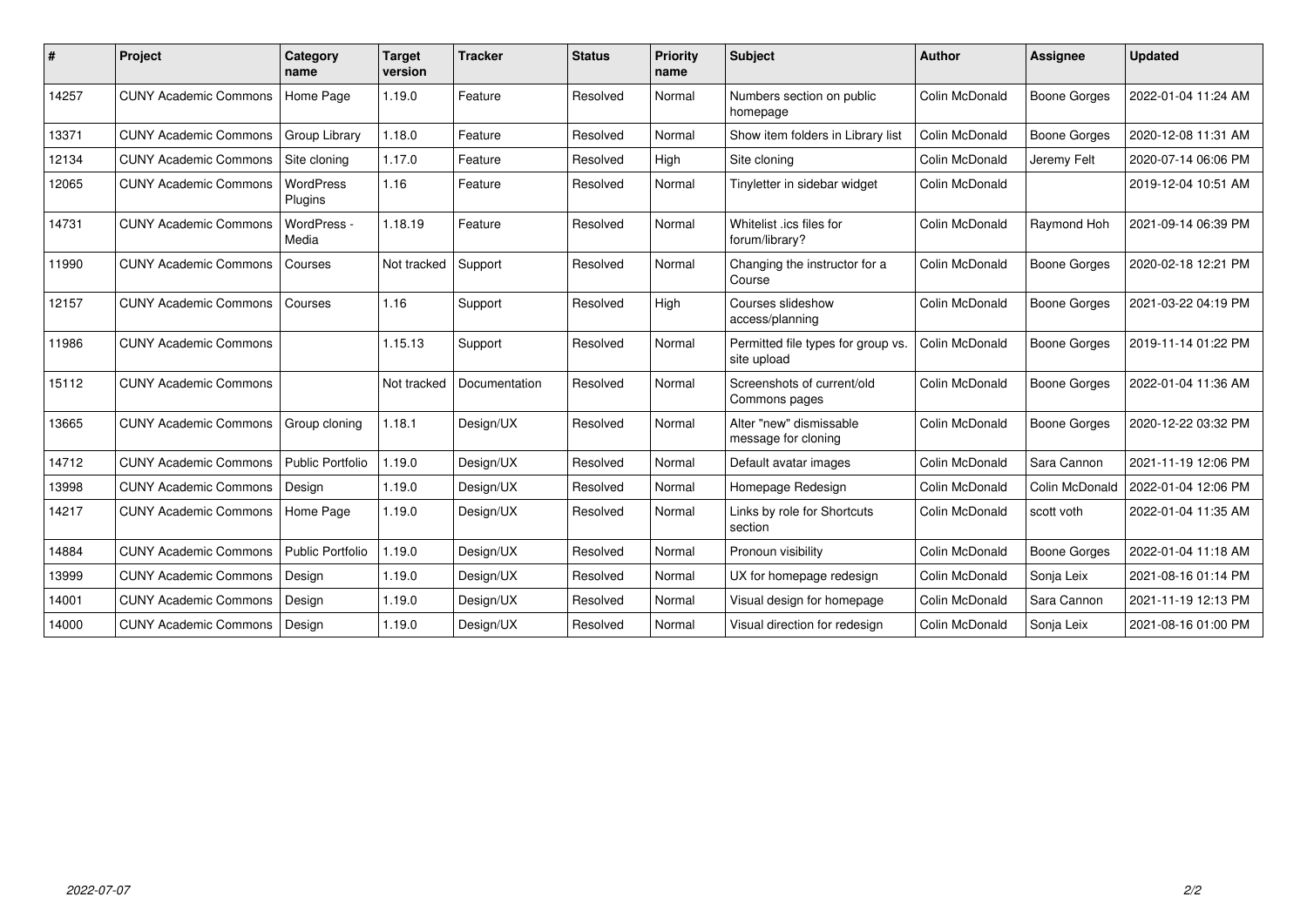| # | Project | Category name | Target version | Tracker | Status | Priority name | Subject | Author | Assignee | Updated |
|---|---|---|---|---|---|---|---|---|---|---|
| 14257 | CUNY Academic Commons | Home Page | 1.19.0 | Feature | Resolved | Normal | Numbers section on public homepage | Colin McDonald | Boone Gorges | 2022-01-04 11:24 AM |
| 13371 | CUNY Academic Commons | Group Library | 1.18.0 | Feature | Resolved | Normal | Show item folders in Library list | Colin McDonald | Boone Gorges | 2020-12-08 11:31 AM |
| 12134 | CUNY Academic Commons | Site cloning | 1.17.0 | Feature | Resolved | High | Site cloning | Colin McDonald | Jeremy Felt | 2020-07-14 06:06 PM |
| 12065 | CUNY Academic Commons | WordPress Plugins | 1.16 | Feature | Resolved | Normal | Tinyletter in sidebar widget | Colin McDonald | | 2019-12-04 10:51 AM |
| 14731 | CUNY Academic Commons | WordPress - Media | 1.18.19 | Feature | Resolved | Normal | Whitelist .ics files for forum/library? | Colin McDonald | Raymond Hoh | 2021-09-14 06:39 PM |
| 11990 | CUNY Academic Commons | Courses | Not tracked | Support | Resolved | Normal | Changing the instructor for a Course | Colin McDonald | Boone Gorges | 2020-02-18 12:21 PM |
| 12157 | CUNY Academic Commons | Courses | 1.16 | Support | Resolved | High | Courses slideshow access/planning | Colin McDonald | Boone Gorges | 2021-03-22 04:19 PM |
| 11986 | CUNY Academic Commons | | 1.15.13 | Support | Resolved | Normal | Permitted file types for group vs. site upload | Colin McDonald | Boone Gorges | 2019-11-14 01:22 PM |
| 15112 | CUNY Academic Commons | | Not tracked | Documentation | Resolved | Normal | Screenshots of current/old Commons pages | Colin McDonald | Boone Gorges | 2022-01-04 11:36 AM |
| 13665 | CUNY Academic Commons | Group cloning | 1.18.1 | Design/UX | Resolved | Normal | Alter "new" dismissable message for cloning | Colin McDonald | Boone Gorges | 2020-12-22 03:32 PM |
| 14712 | CUNY Academic Commons | Public Portfolio | 1.19.0 | Design/UX | Resolved | Normal | Default avatar images | Colin McDonald | Sara Cannon | 2021-11-19 12:06 PM |
| 13998 | CUNY Academic Commons | Design | 1.19.0 | Design/UX | Resolved | Normal | Homepage Redesign | Colin McDonald | Colin McDonald | 2022-01-04 12:06 PM |
| 14217 | CUNY Academic Commons | Home Page | 1.19.0 | Design/UX | Resolved | Normal | Links by role for Shortcuts section | Colin McDonald | scott voth | 2022-01-04 11:35 AM |
| 14884 | CUNY Academic Commons | Public Portfolio | 1.19.0 | Design/UX | Resolved | Normal | Pronoun visibility | Colin McDonald | Boone Gorges | 2022-01-04 11:18 AM |
| 13999 | CUNY Academic Commons | Design | 1.19.0 | Design/UX | Resolved | Normal | UX for homepage redesign | Colin McDonald | Sonja Leix | 2021-08-16 01:14 PM |
| 14001 | CUNY Academic Commons | Design | 1.19.0 | Design/UX | Resolved | Normal | Visual design for homepage | Colin McDonald | Sara Cannon | 2021-11-19 12:13 PM |
| 14000 | CUNY Academic Commons | Design | 1.19.0 | Design/UX | Resolved | Normal | Visual direction for redesign | Colin McDonald | Sonja Leix | 2021-08-16 01:00 PM |